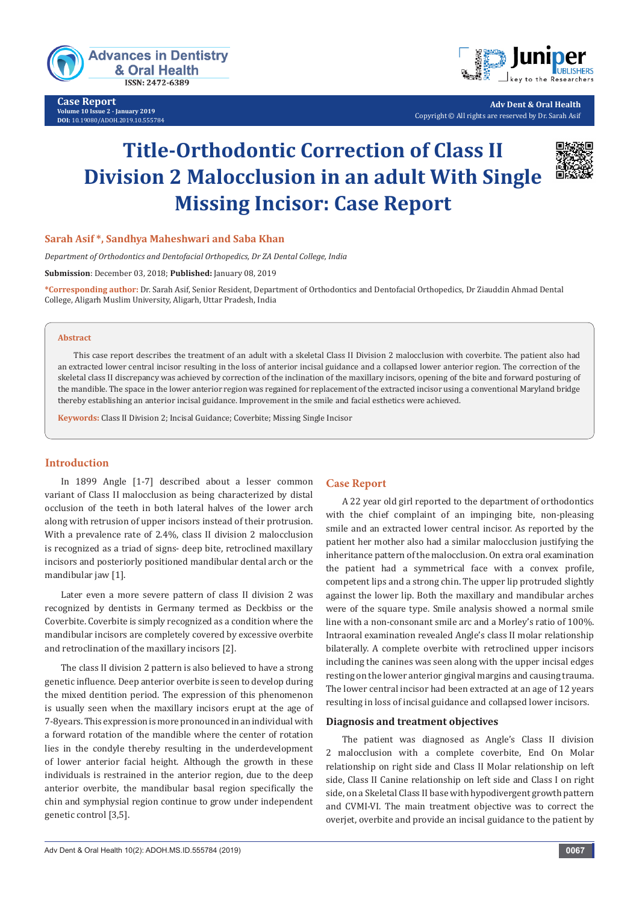# Title-Orthodontic Correction of Class II Division 2 Malocclusion in an adult With Single Missing Incisor: Case Report

**Sarah Asif \*, Sandhya Maheshwari and Saba Khan**

*Department of Orthodontics and Dentofacial Orthopedics, Dr ZA Dental College, India*

**Submission**: December 03, 2018; **Published:** January 08, 2019

**\*Corresponding author:** Dr. Sarah Asif, Senior Resident, Department of Orthodontics and Dentofacial Orthopedics, Dr Ziauddin Ahmad Dental College, Aligarh Muslim University, Aligarh, Uttar Pradesh, India

## Abstract

This case report describes the treatment of an adult with a skeletal Class II Division 2 malocclusion with coverbite. The patient also had an extracted lower central incisor resulting in the loss of anterior incisal guidance and a collapsed lower anterior region. The correction of the skeletal class II discrepancy was achieved by correction of the inclination of the maxillary incisors, opening of the bite and forward posturing of the mandible. The space in the lower anterior region was regained for replacement of the extracted incisor using a conventional Maryland bridge thereby establishing an anterior incisal guidance. Improvement in the smile and facial esthetics were achieved.

**Keywords:** Class II Division 2; Incisal Guidance; Coverbite; Missing Single Incisor

## Introduction

In 1899 Angle [1-7] described about a lesser common variant of Class II malocclusion as being characterized by distal occlusion of the teeth in both lateral halves of the lower arch along with retrusion of upper incisors instead of their protrusion. With a prevalence rate of 2.4%, class II division 2 malocclusion is recognized as a triad of signs- deep bite, retroclined maxillary incisors and posteriorly positioned mandibular dental arch or the mandibular jaw [1].

Later even a more severe pattern of class II division 2 was recognized by dentists in Germany termed as Deckbiss or the Coverbite. Coverbite is simply recognized as a condition where the mandibular incisors are completely covered by excessive overbite and retroclination of the maxillary incisors [2].

The class II division 2 pattern is also believed to have a strong genetic influence. Deep anterior overbite is seen to develop during the mixed dentition period. The expression of this phenomenon is usually seen when the maxillary incisors erupt at the age of 7-8years. This expression is more pronounced in an individual with a forward rotation of the mandible where the center of rotation lies in the condyle thereby resulting in the underdevelopment of lower anterior facial height. Although the growth in these individuals is restrained in the anterior region, due to the deep anterior overbite, the mandibular basal region specifically the chin and symphysial region continue to grow under independent genetic control [3,5].

## Case Report

A 22 year old girl reported to the department of orthodontics with the chief complaint of an impinging bite, non-pleasing smile and an extracted lower central incisor. As reported by the patient her mother also had a similar malocclusion justifying the inheritance pattern of the malocclusion. On extra oral examination the patient had a symmetrical face with a convex profile, competent lips and a strong chin. The upper lip protruded slightly against the lower lip. Both the maxillary and mandibular arches were of the square type. Smile analysis showed a normal smile line with a non-consonant smile arc and a Morley's ratio of 100%. Intraoral examination revealed Angle's class II molar relationship bilaterally. A complete overbite with retroclined upper incisors including the canines was seen along with the upper incisal edges resting on the lower anterior gingival margins and causing trauma. The lower central incisor had been extracted at an age of 12 years resulting in loss of incisal guidance and collapsed lower incisors.

### Diagnosis and treatment objectives

The patient was diagnosed as Angle's Class II division 2 malocclusion with a complete coverbite, End On Molar relationship on right side and Class II Molar relationship on left side, Class II Canine relationship on left side and Class I on right side, on a Skeletal Class II base with hypodivergent growth pattern and CVMI-VI. The main treatment objective was to correct the overjet, overbite and provide an incisal guidance to the patient by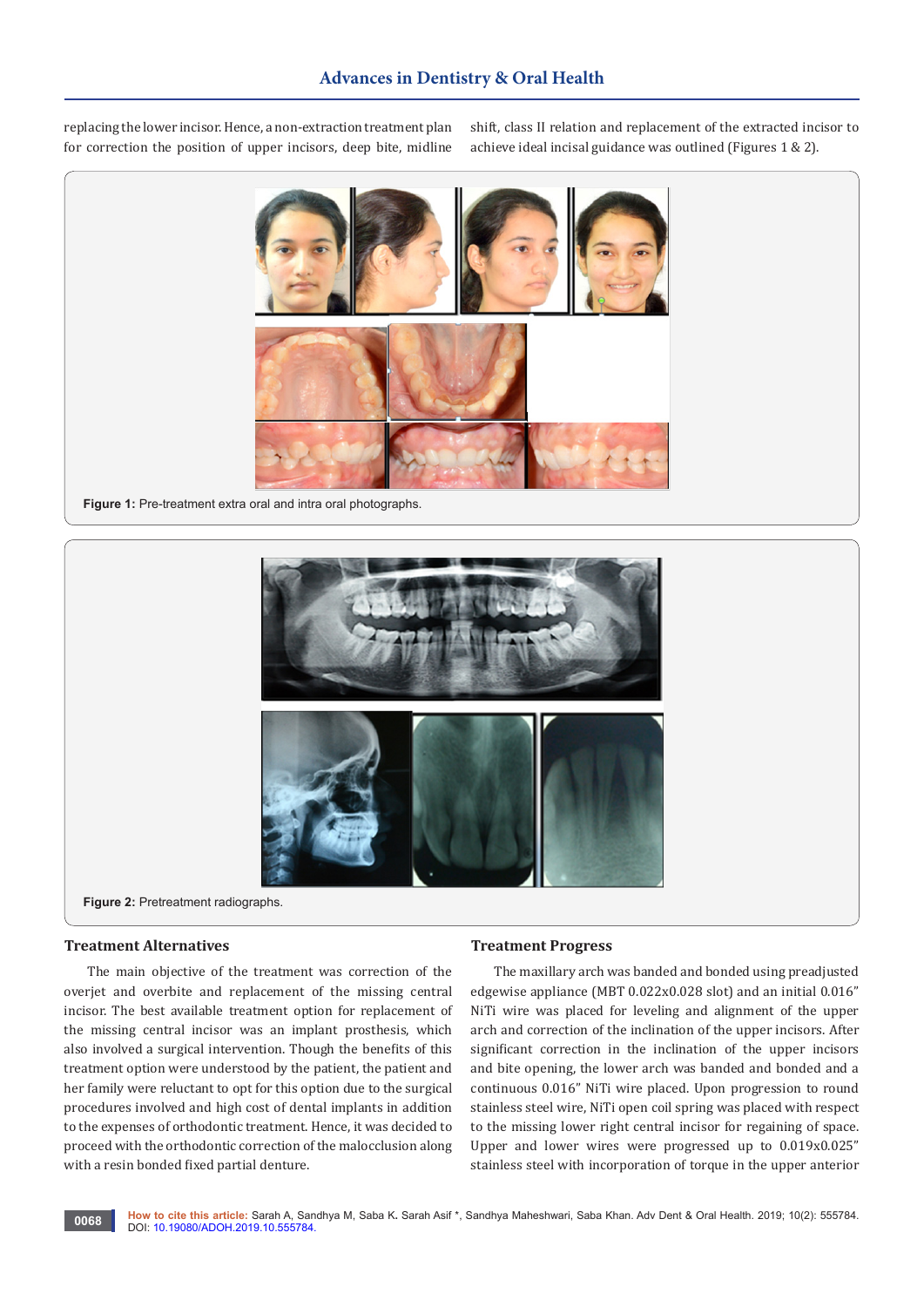replacing the lower incisor. Hence, a non-extraction treatment plan for correction the position of upper incisors, deep bite, midline shift, class II relation and replacement of the extracted incisor to achieve ideal incisal guidance was outlined (Figures 1 & 2).

**Figure 1:** Pre-treatment extra oral and intra oral photographs.

**Figure 2:** Pretreatment radiographs.

## Treatment Alternatives

The main objective of the treatment was correction of the overjet and overbite and replacement of the missing central incisor. The best available treatment option for replacement of the missing central incisor was an implant prosthesis, which also involved a surgical intervention. Though the benefits of this treatment option were understood by the patient, the patient and her family were reluctant to opt for this option due to the surgical procedures involved and high cost of dental implants in addition to the expenses of orthodontic treatment. Hence, it was decided to proceed with the orthodontic correction of the malocclusion along with a resin bonded fixed partial denture.

## Treatment Progress

The maxillary arch was banded and bonded using preadjusted edgewise appliance (MBT 0.022x0.028 slot) and an initial 0.016" NiTi wire was placed for leveling and alignment of the upper arch and correction of the inclination of the upper incisors. After significant correction in the inclination of the upper incisors and bite opening, the lower arch was banded and bonded and a continuous 0.016" NiTi wire placed. Upon progression to round stainless steel wire, NiTi open coil spring was placed with respect to the missing lower right central incisor for regaining of space. Upper and lower wires were progressed up to 0.019x0.025" stainless steel with incorporation of torque in the upper anterior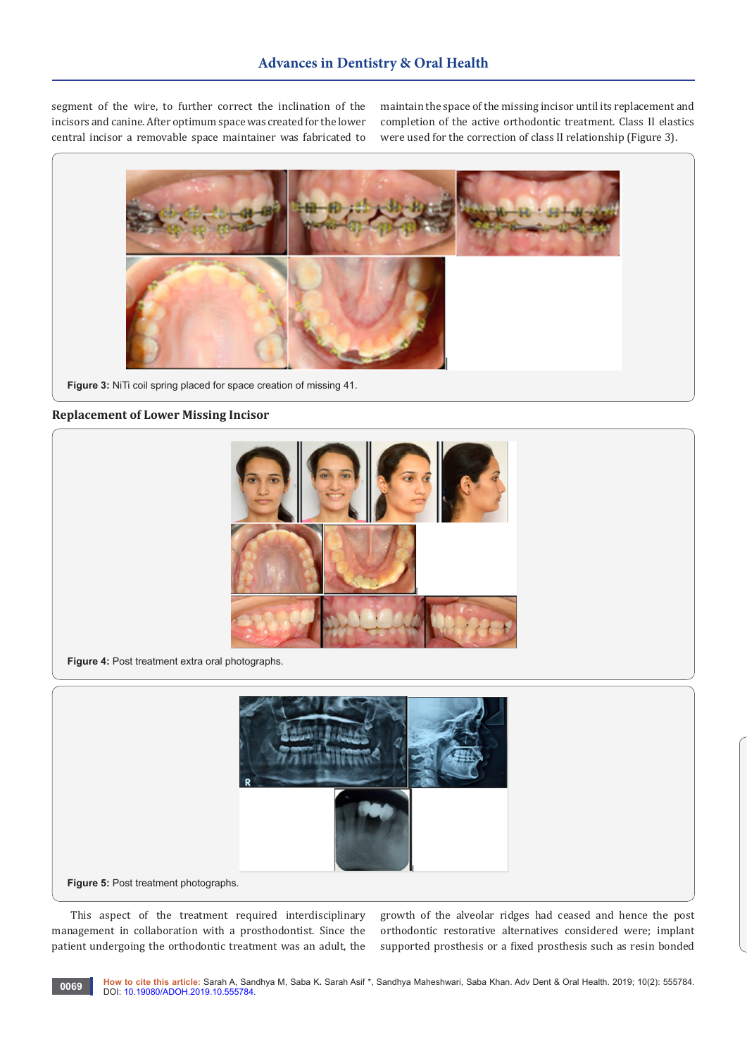segment of the wire, to further correct the inclination of the incisors and canine. After optimum space was created for the lower central incisor a removable space maintainer was fabricated to maintain the space of the missing incisor until its replacement and completion of the active orthodontic treatment. Class II elastics were used for the correction of class II relationship (Figure 3).

Figure 3: NiTi coil spring placed for space creation of missing 41.

### Replacement of Lower Missing Incisor

Figure 4: Post treatment extra oral photographs.

Figure 5: Post treatment photographs.

This aspect of the treatment required interdisciplinary management in collaboration with a prosthodontist. Since the patient undergoing the orthodontic treatment was an adult, the growth of the alveolar ridges had ceased and hence the post orthodontic restorative alternatives considered were; implant supported prosthesis or a fixed prosthesis such as resin bonded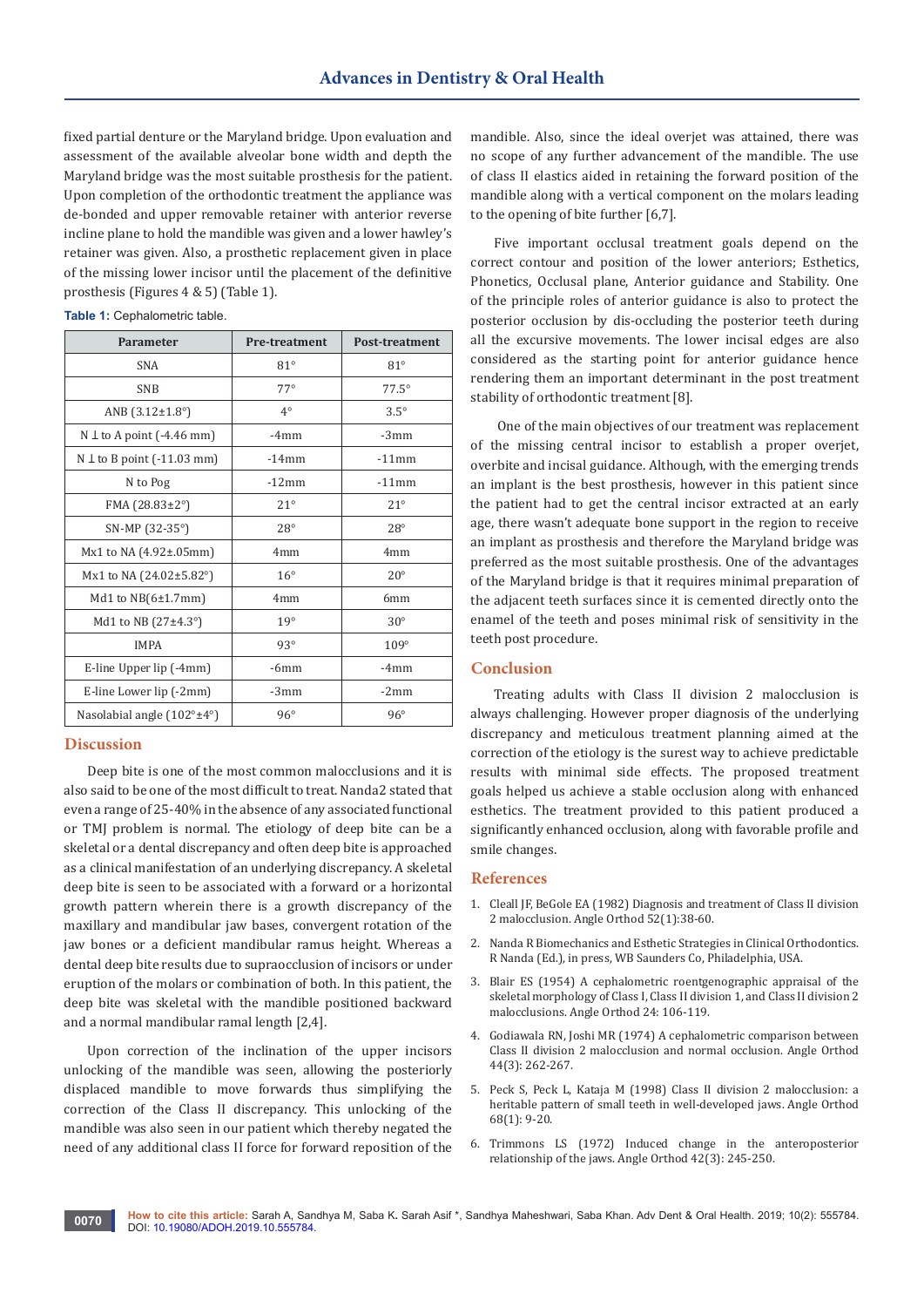fixed partial denture or the Maryland bridge. Upon evaluation and assessment of the available alveolar bone width and depth the Maryland bridge was the most suitable prosthesis for the patient. Upon completion of the orthodontic treatment the appliance was de-bonded and upper removable retainer with anterior reverse incline plane to hold the mandible was given and a lower hawley's retainer was given. Also, a prosthetic replacement given in place of the missing lower incisor until the placement of the definitive prosthesis (Figures 4 & 5) (Table 1).

**Table 1:** Cephalometric table.

| Parameter | Pre-treatment | Post-treatment |
|---|---|---|
| SNA | 81° | 81° |
| SNB | 77° | 77.5° |
| ANB (3.12±1.8°) | 4° | 3.5° |
| N ⊥ to A point (-4.46 mm) | -4mm | -3mm |
| N ⊥ to B point (-11.03 mm) | -14mm | -11mm |
| N to Pog | -12mm | -11mm |
| FMA (28.83±2°) | 21° | 21° |
| SN-MP (32-35°) | 28° | 28° |
| Mx1 to NA (4.92±.05mm) | 4mm | 4mm |
| Mx1 to NA (24.02±5.82°) | 16° | 20° |
| Md1 to NB(6±1.7mm) | 4mm | 6mm |
| Md1 to NB (27±4.3°) | 19° | 30° |
| IMPA | 93° | 109° |
| E-line Upper lip (-4mm) | -6mm | -4mm |
| E-line Lower lip (-2mm) | -3mm | -2mm |
| Nasolabial angle (102°±4°) | 96° | 96° |

## Discussion

Deep bite is one of the most common malocclusions and it is also said to be one of the most difficult to treat. Nanda2 stated that even a range of 25-40% in the absence of any associated functional or TMJ problem is normal. The etiology of deep bite can be a skeletal or a dental discrepancy and often deep bite is approached as a clinical manifestation of an underlying discrepancy. A skeletal deep bite is seen to be associated with a forward or a horizontal growth pattern wherein there is a growth discrepancy of the maxillary and mandibular jaw bases, convergent rotation of the jaw bones or a deficient mandibular ramus height. Whereas a dental deep bite results due to supraocclusion of incisors or under eruption of the molars or combination of both. In this patient, the deep bite was skeletal with the mandible positioned backward and a normal mandibular ramal length [2,4].

Upon correction of the inclination of the upper incisors unlocking of the mandible was seen, allowing the posteriorly displaced mandible to move forwards thus simplifying the correction of the Class II discrepancy. This unlocking of the mandible was also seen in our patient which thereby negated the need of any additional class II force for forward reposition of the mandible. Also, since the ideal overjet was attained, there was no scope of any further advancement of the mandible. The use of class II elastics aided in retaining the forward position of the mandible along with a vertical component on the molars leading to the opening of bite further [6,7].

Five important occlusal treatment goals depend on the correct contour and position of the lower anteriors; Esthetics, Phonetics, Occlusal plane, Anterior guidance and Stability. One of the principle roles of anterior guidance is also to protect the posterior occlusion by dis-occluding the posterior teeth during all the excursive movements. The lower incisal edges are also considered as the starting point for anterior guidance hence rendering them an important determinant in the post treatment stability of orthodontic treatment [8].

One of the main objectives of our treatment was replacement of the missing central incisor to establish a proper overjet, overbite and incisal guidance. Although, with the emerging trends an implant is the best prosthesis, however in this patient since the patient had to get the central incisor extracted at an early age, there wasn't adequate bone support in the region to receive an implant as prosthesis and therefore the Maryland bridge was preferred as the most suitable prosthesis. One of the advantages of the Maryland bridge is that it requires minimal preparation of the adjacent teeth surfaces since it is cemented directly onto the enamel of the teeth and poses minimal risk of sensitivity in the teeth post procedure.

## Conclusion

Treating adults with Class II division 2 malocclusion is always challenging. However proper diagnosis of the underlying discrepancy and meticulous treatment planning aimed at the correction of the etiology is the surest way to achieve predictable results with minimal side effects. The proposed treatment goals helped us achieve a stable occlusion along with enhanced esthetics. The treatment provided to this patient produced a significantly enhanced occlusion, along with favorable profile and smile changes.

## References

1. Cleall JF, BeGole EA (1982) Diagnosis and treatment of Class II division 2 malocclusion. Angle Orthod 52(1):38-60.
2. Nanda R Biomechanics and Esthetic Strategies in Clinical Orthodontics. R Nanda (Ed.), in press, WB Saunders Co, Philadelphia, USA.
3. Blair ES (1954) A cephalometric roentgenographic appraisal of the skeletal morphology of Class I, Class II division 1, and Class II division 2 malocclusions. Angle Orthod 24: 106-119.
4. Godiawala RN, Joshi MR (1974) A cephalometric comparison between Class II division 2 malocclusion and normal occlusion. Angle Orthod 44(3): 262-267.
5. Peck S, Peck L, Kataja M (1998) Class II division 2 malocclusion: a heritable pattern of small teeth in well-developed jaws. Angle Orthod 68(1): 9-20.
6. Trimmons LS (1972) Induced change in the anteroposterior relationship of the jaws. Angle Orthod 42(3): 245-250.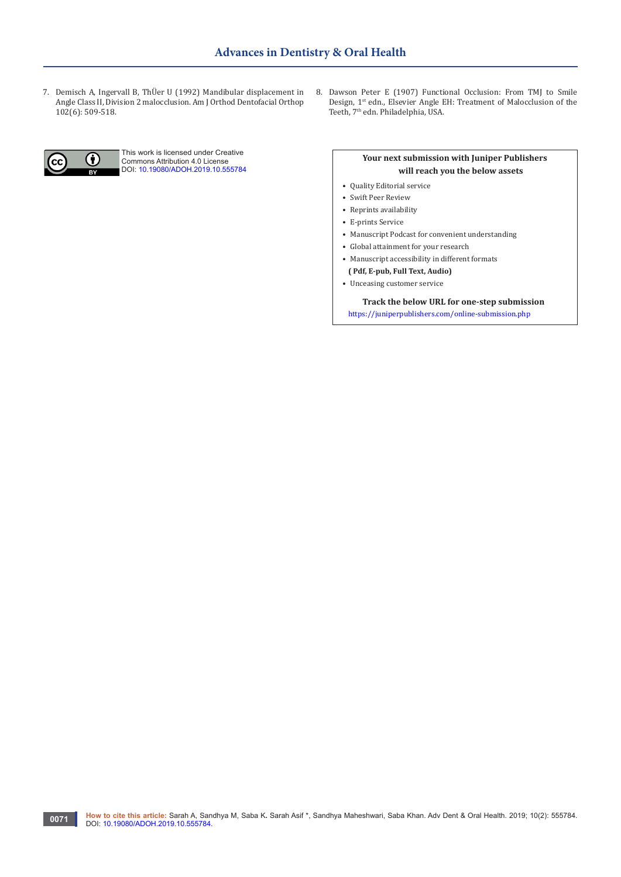7. Demisch A, Ingervall B, ThÜer U (1992) Mandibular displacement in Angle Class II, Division 2 malocclusion. Am J Orthod Dentofacial Orthop 102(6): 509-518.
8. Dawson Peter E (1907) Functional Occlusion: From TMJ to Smile Design, 1st edn., Elsevier Angle EH: Treatment of Malocclusion of the Teeth, 7th edn. Philadelphia, USA.

This work is licensed under Creative Commons Attribution 4.0 License
DOI: 10.19080/ADOH.2019.10.555784

**Your next submission with Juniper Publishers will reach you the below assets**

- Quality Editorial service
- Swift Peer Review
- Reprints availability
- E-prints Service
- Manuscript Podcast for convenient understanding
- Global attainment for your research
- Manuscript accessibility in different formats
  **( Pdf, E-pub, Full Text, Audio)**
- Unceasing customer service

**Track the below URL for one-step submission**
https://juniperpublishers.com/online-submission.php

**How to cite this article:** Sarah A, Sandhya M, Saba K. Sarah Asif *, Sandhya Maheshwari, Saba Khan. Adv Dent & Oral Health. 2019; 10(2): 555784. DOI: 10.19080/ADOH.2019.10.555784.